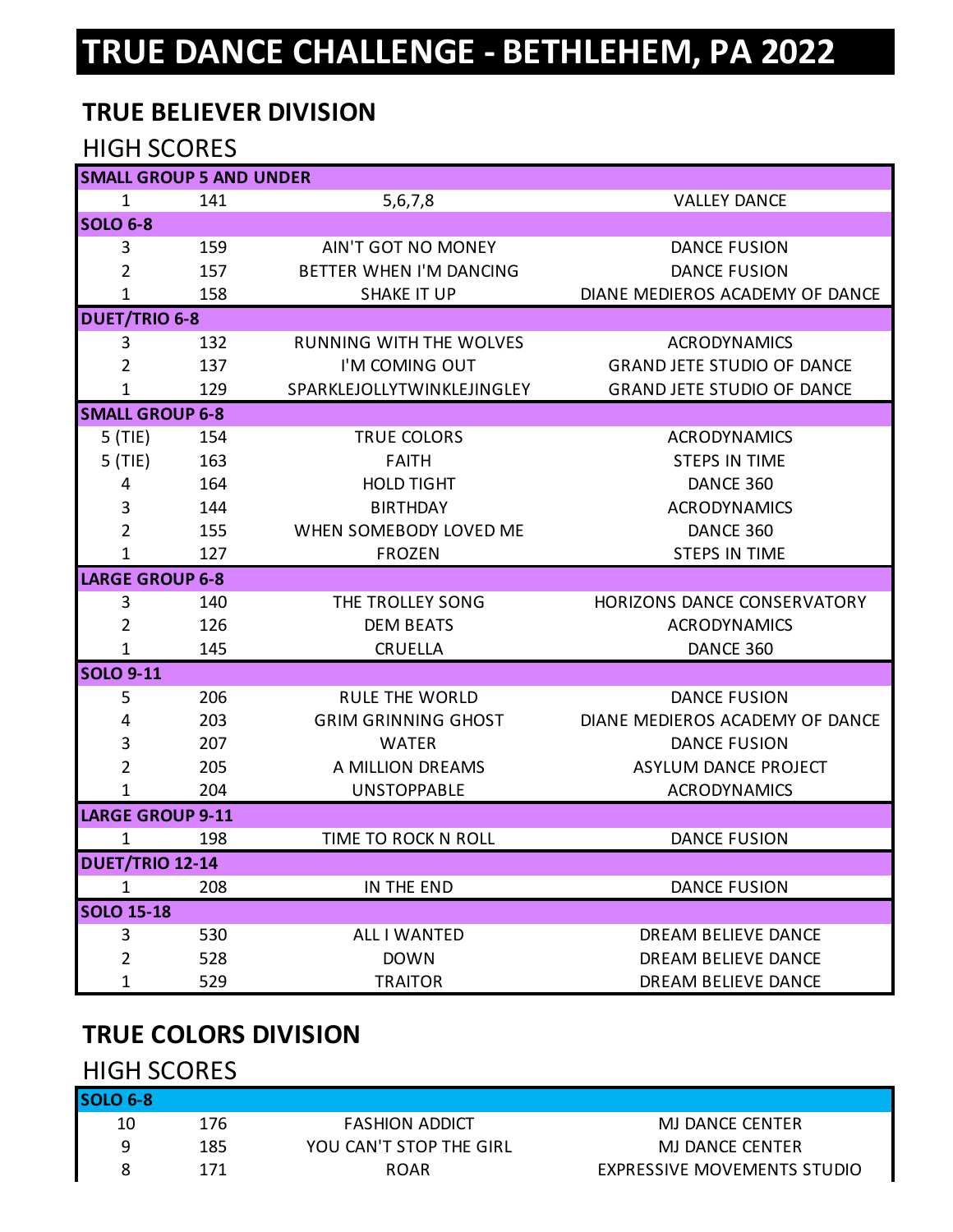# TRUE DANCE CHALLENGE - BETHLEHEM, PA 2022

## TRUE BELIEVER DIVISION

### HIGH SCORES

| | | | |
|---|---|---|---|
| **SMALL GROUP 5 AND UNDER** | | | |
| 1 | 141 | 5,6,7,8 | VALLEY DANCE |
| **SOLO 6-8** | | | |
| 3 | 159 | AIN'T GOT NO MONEY | DANCE FUSION |
| 2 | 157 | BETTER WHEN I'M DANCING | DANCE FUSION |
| 1 | 158 | SHAKE IT UP | DIANE MEDIEROS ACADEMY OF DANCE |
| **DUET/TRIO 6-8** | | | |
| 3 | 132 | RUNNING WITH THE WOLVES | ACRODYNAMICS |
| 2 | 137 | I'M COMING OUT | GRAND JETE STUDIO OF DANCE |
| 1 | 129 | SPARKLEJOLLYTWINKLEJINGLEY | GRAND JETE STUDIO OF DANCE |
| **SMALL GROUP 6-8** | | | |
| 5 (TIE) | 154 | TRUE COLORS | ACRODYNAMICS |
| 5 (TIE) | 163 | FAITH | STEPS IN TIME |
| 4 | 164 | HOLD TIGHT | DANCE 360 |
| 3 | 144 | BIRTHDAY | ACRODYNAMICS |
| 2 | 155 | WHEN SOMEBODY LOVED ME | DANCE 360 |
| 1 | 127 | FROZEN | STEPS IN TIME |
| **LARGE GROUP 6-8** | | | |
| 3 | 140 | THE TROLLEY SONG | HORIZONS DANCE CONSERVATORY |
| 2 | 126 | DEM BEATS | ACRODYNAMICS |
| 1 | 145 | CRUELLA | DANCE 360 |
| **SOLO 9-11** | | | |
| 5 | 206 | RULE THE WORLD | DANCE FUSION |
| 4 | 203 | GRIM GRINNING GHOST | DIANE MEDIEROS ACADEMY OF DANCE |
| 3 | 207 | WATER | DANCE FUSION |
| 2 | 205 | A MILLION DREAMS | ASYLUM DANCE PROJECT |
| 1 | 204 | UNSTOPPABLE | ACRODYNAMICS |
| **LARGE GROUP 9-11** | | | |
| 1 | 198 | TIME TO ROCK N ROLL | DANCE FUSION |
| **DUET/TRIO 12-14** | | | |
| 1 | 208 | IN THE END | DANCE FUSION |
| **SOLO 15-18** | | | |
| 3 | 530 | ALL I WANTED | DREAM BELIEVE DANCE |
| 2 | 528 | DOWN | DREAM BELIEVE DANCE |
| 1 | 529 | TRAITOR | DREAM BELIEVE DANCE |

## TRUE COLORS DIVISION

### HIGH SCORES

| | | | |
|---|---|---|---|
| **SOLO 6-8** | | | |
| 10 | 176 | FASHION ADDICT | MJ DANCE CENTER |
| 9 | 185 | YOU CAN'T STOP THE GIRL | MJ DANCE CENTER |
| 8 | 171 | ROAR | EXPRESSIVE MOVEMENTS STUDIO |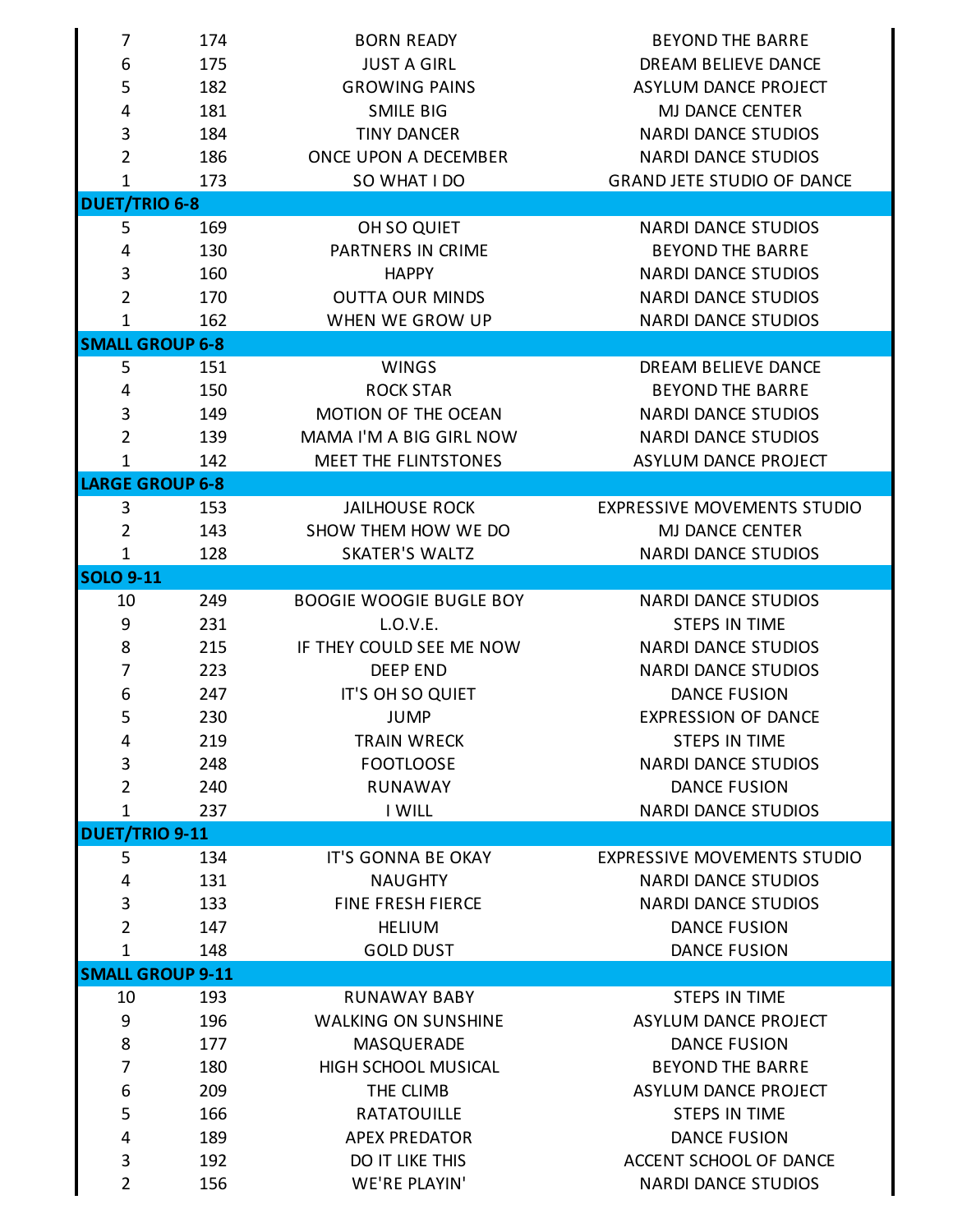| | | | |
|---|---|---|---|
| 7 | 174 | BORN READY | BEYOND THE BARRE |
| 6 | 175 | JUST A GIRL | DREAM BELIEVE DANCE |
| 5 | 182 | GROWING PAINS | ASYLUM DANCE PROJECT |
| 4 | 181 | SMILE BIG | MJ DANCE CENTER |
| 3 | 184 | TINY DANCER | NARDI DANCE STUDIOS |
| 2 | 186 | ONCE UPON A DECEMBER | NARDI DANCE STUDIOS |
| 1 | 173 | SO WHAT I DO | GRAND JETE STUDIO OF DANCE |
| **DUET/TRIO 6-8** | | | |
| 5 | 169 | OH SO QUIET | NARDI DANCE STUDIOS |
| 4 | 130 | PARTNERS IN CRIME | BEYOND THE BARRE |
| 3 | 160 | HAPPY | NARDI DANCE STUDIOS |
| 2 | 170 | OUTTA OUR MINDS | NARDI DANCE STUDIOS |
| 1 | 162 | WHEN WE GROW UP | NARDI DANCE STUDIOS |
| **SMALL GROUP 6-8** | | | |
| 5 | 151 | WINGS | DREAM BELIEVE DANCE |
| 4 | 150 | ROCK STAR | BEYOND THE BARRE |
| 3 | 149 | MOTION OF THE OCEAN | NARDI DANCE STUDIOS |
| 2 | 139 | MAMA I'M A BIG GIRL NOW | NARDI DANCE STUDIOS |
| 1 | 142 | MEET THE FLINTSTONES | ASYLUM DANCE PROJECT |
| **LARGE GROUP 6-8** | | | |
| 3 | 153 | JAILHOUSE ROCK | EXPRESSIVE MOVEMENTS STUDIO |
| 2 | 143 | SHOW THEM HOW WE DO | MJ DANCE CENTER |
| 1 | 128 | SKATER'S WALTZ | NARDI DANCE STUDIOS |
| **SOLO 9-11** | | | |
| 10 | 249 | BOOGIE WOOGIE BUGLE BOY | NARDI DANCE STUDIOS |
| 9 | 231 | L.O.V.E. | STEPS IN TIME |
| 8 | 215 | IF THEY COULD SEE ME NOW | NARDI DANCE STUDIOS |
| 7 | 223 | DEEP END | NARDI DANCE STUDIOS |
| 6 | 247 | IT'S OH SO QUIET | DANCE FUSION |
| 5 | 230 | JUMP | EXPRESSION OF DANCE |
| 4 | 219 | TRAIN WRECK | STEPS IN TIME |
| 3 | 248 | FOOTLOOSE | NARDI DANCE STUDIOS |
| 2 | 240 | RUNAWAY | DANCE FUSION |
| 1 | 237 | I WILL | NARDI DANCE STUDIOS |
| **DUET/TRIO 9-11** | | | |
| 5 | 134 | IT'S GONNA BE OKAY | EXPRESSIVE MOVEMENTS STUDIO |
| 4 | 131 | NAUGHTY | NARDI DANCE STUDIOS |
| 3 | 133 | FINE FRESH FIERCE | NARDI DANCE STUDIOS |
| 2 | 147 | HELIUM | DANCE FUSION |
| 1 | 148 | GOLD DUST | DANCE FUSION |
| **SMALL GROUP 9-11** | | | |
| 10 | 193 | RUNAWAY BABY | STEPS IN TIME |
| 9 | 196 | WALKING ON SUNSHINE | ASYLUM DANCE PROJECT |
| 8 | 177 | MASQUERADE | DANCE FUSION |
| 7 | 180 | HIGH SCHOOL MUSICAL | BEYOND THE BARRE |
| 6 | 209 | THE CLIMB | ASYLUM DANCE PROJECT |
| 5 | 166 | RATATOUILLE | STEPS IN TIME |
| 4 | 189 | APEX PREDATOR | DANCE FUSION |
| 3 | 192 | DO IT LIKE THIS | ACCENT SCHOOL OF DANCE |
| 2 | 156 | WE'RE PLAYIN' | NARDI DANCE STUDIOS |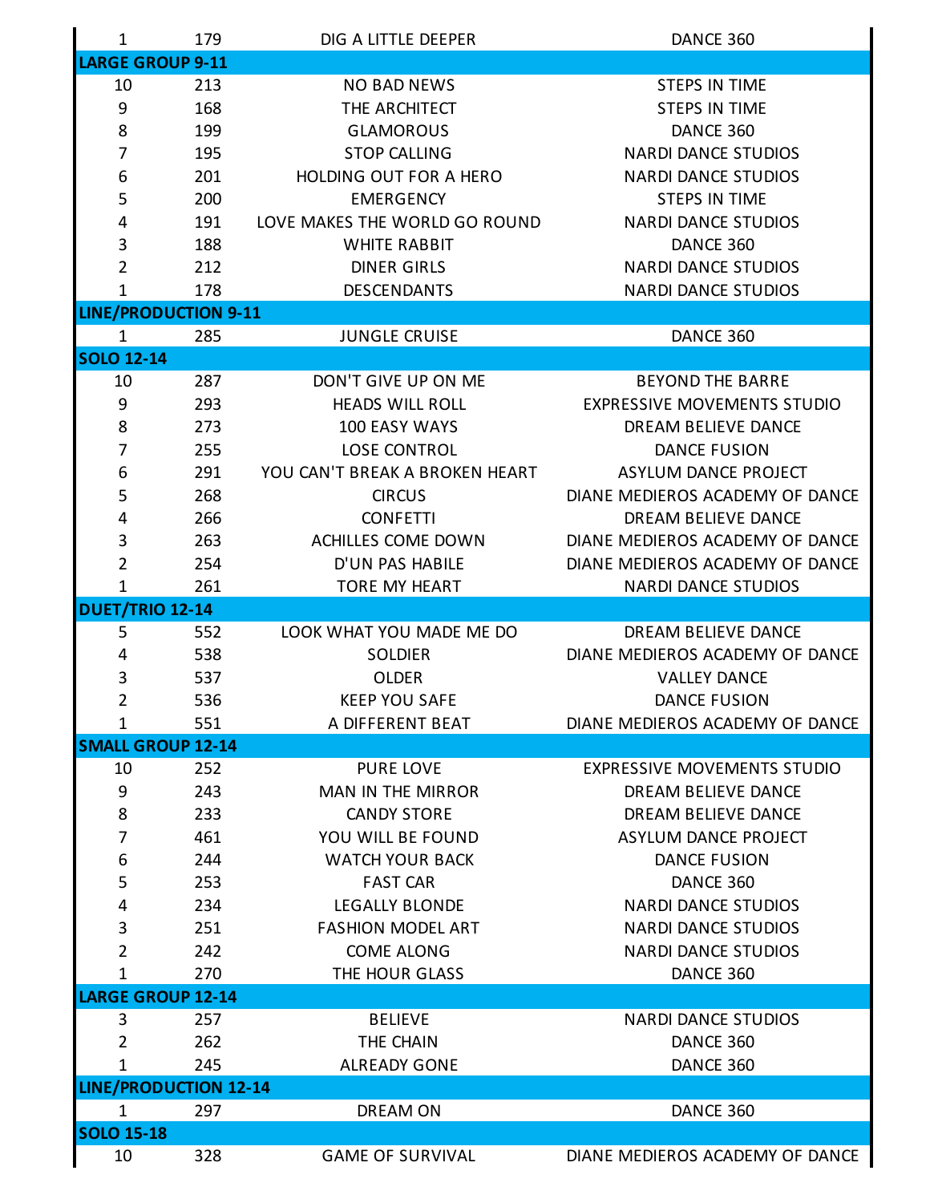| | | | |
|---|---|---|---|
| 1 | 179 | DIG A LITTLE DEEPER | DANCE 360 |
| **LARGE GROUP 9-11** | | | |
| 10 | 213 | NO BAD NEWS | STEPS IN TIME |
| 9 | 168 | THE ARCHITECT | STEPS IN TIME |
| 8 | 199 | GLAMOROUS | DANCE 360 |
| 7 | 195 | STOP CALLING | NARDI DANCE STUDIOS |
| 6 | 201 | HOLDING OUT FOR A HERO | NARDI DANCE STUDIOS |
| 5 | 200 | EMERGENCY | STEPS IN TIME |
| 4 | 191 | LOVE MAKES THE WORLD GO ROUND | NARDI DANCE STUDIOS |
| 3 | 188 | WHITE RABBIT | DANCE 360 |
| 2 | 212 | DINER GIRLS | NARDI DANCE STUDIOS |
| 1 | 178 | DESCENDANTS | NARDI DANCE STUDIOS |
| **LINE/PRODUCTION 9-11** | | | |
| 1 | 285 | JUNGLE CRUISE | DANCE 360 |
| **SOLO 12-14** | | | |
| 10 | 287 | DON'T GIVE UP ON ME | BEYOND THE BARRE |
| 9 | 293 | HEADS WILL ROLL | EXPRESSIVE MOVEMENTS STUDIO |
| 8 | 273 | 100 EASY WAYS | DREAM BELIEVE DANCE |
| 7 | 255 | LOSE CONTROL | DANCE FUSION |
| 6 | 291 | YOU CAN'T BREAK A BROKEN HEART | ASYLUM DANCE PROJECT |
| 5 | 268 | CIRCUS | DIANE MEDIEROS ACADEMY OF DANCE |
| 4 | 266 | CONFETTI | DREAM BELIEVE DANCE |
| 3 | 263 | ACHILLES COME DOWN | DIANE MEDIEROS ACADEMY OF DANCE |
| 2 | 254 | D'UN PAS HABILE | DIANE MEDIEROS ACADEMY OF DANCE |
| 1 | 261 | TORE MY HEART | NARDI DANCE STUDIOS |
| **DUET/TRIO 12-14** | | | |
| 5 | 552 | LOOK WHAT YOU MADE ME DO | DREAM BELIEVE DANCE |
| 4 | 538 | SOLDIER | DIANE MEDIEROS ACADEMY OF DANCE |
| 3 | 537 | OLDER | VALLEY DANCE |
| 2 | 536 | KEEP YOU SAFE | DANCE FUSION |
| 1 | 551 | A DIFFERENT BEAT | DIANE MEDIEROS ACADEMY OF DANCE |
| **SMALL GROUP 12-14** | | | |
| 10 | 252 | PURE LOVE | EXPRESSIVE MOVEMENTS STUDIO |
| 9 | 243 | MAN IN THE MIRROR | DREAM BELIEVE DANCE |
| 8 | 233 | CANDY STORE | DREAM BELIEVE DANCE |
| 7 | 461 | YOU WILL BE FOUND | ASYLUM DANCE PROJECT |
| 6 | 244 | WATCH YOUR BACK | DANCE FUSION |
| 5 | 253 | FAST CAR | DANCE 360 |
| 4 | 234 | LEGALLY BLONDE | NARDI DANCE STUDIOS |
| 3 | 251 | FASHION MODEL ART | NARDI DANCE STUDIOS |
| 2 | 242 | COME ALONG | NARDI DANCE STUDIOS |
| 1 | 270 | THE HOUR GLASS | DANCE 360 |
| **LARGE GROUP 12-14** | | | |
| 3 | 257 | BELIEVE | NARDI DANCE STUDIOS |
| 2 | 262 | THE CHAIN | DANCE 360 |
| 1 | 245 | ALREADY GONE | DANCE 360 |
| **LINE/PRODUCTION 12-14** | | | |
| 1 | 297 | DREAM ON | DANCE 360 |
| **SOLO 15-18** | | | |
| 10 | 328 | GAME OF SURVIVAL | DIANE MEDIEROS ACADEMY OF DANCE |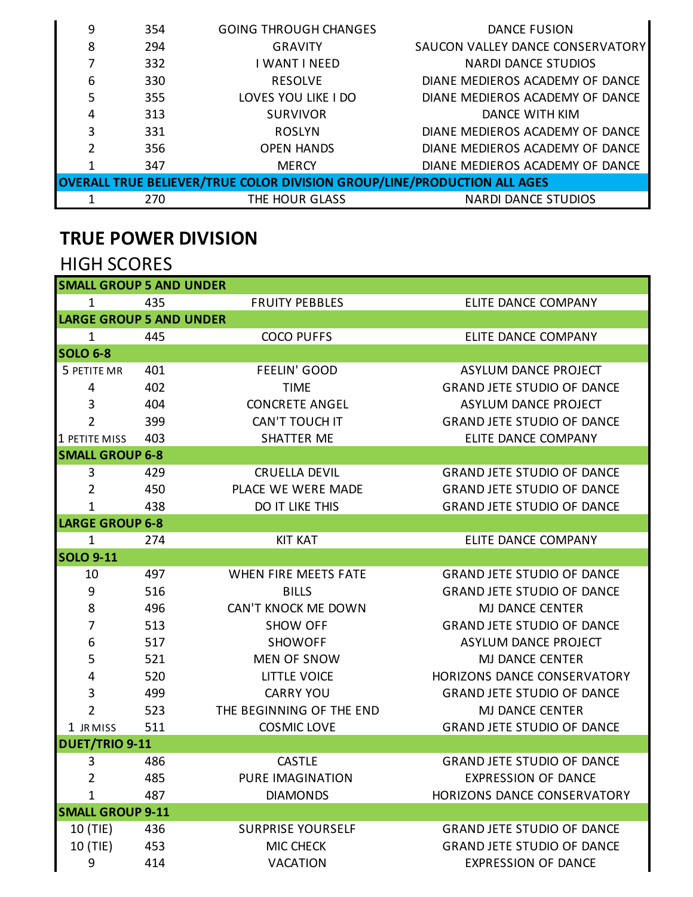| | | | |
|---|---|---|---|
| 9 | 354 | GOING THROUGH CHANGES | DANCE FUSION |
| 8 | 294 | GRAVITY | SAUCON VALLEY DANCE CONSERVATORY |
| 7 | 332 | I WANT I NEED | NARDI DANCE STUDIOS |
| 6 | 330 | RESOLVE | DIANE MEDIEROS ACADEMY OF DANCE |
| 5 | 355 | LOVES YOU LIKE I DO | DIANE MEDIEROS ACADEMY OF DANCE |
| 4 | 313 | SURVIVOR | DANCE WITH KIM |
| 3 | 331 | ROSLYN | DIANE MEDIEROS ACADEMY OF DANCE |
| 2 | 356 | OPEN HANDS | DIANE MEDIEROS ACADEMY OF DANCE |
| 1 | 347 | MERCY | DIANE MEDIEROS ACADEMY OF DANCE |
| **OVERALL TRUE BELIEVER/TRUE COLOR DIVISION GROUP/LINE/PRODUCTION ALL AGES** | | | |
| 1 | 270 | THE HOUR GLASS | NARDI DANCE STUDIOS |

## TRUE POWER DIVISION

### HIGH SCORES

| | | | |
|---|---|---|---|
| **SMALL GROUP 5 AND UNDER** | | | |
| 1 | 435 | FRUITY PEBBLES | ELITE DANCE COMPANY |
| **LARGE GROUP 5 AND UNDER** | | | |
| 1 | 445 | COCO PUFFS | ELITE DANCE COMPANY |
| **SOLO 6-8** | | | |
| 5 PETITE MR | 401 | FEELIN' GOOD | ASYLUM DANCE PROJECT |
| 4 | 402 | TIME | GRAND JETE STUDIO OF DANCE |
| 3 | 404 | CONCRETE ANGEL | ASYLUM DANCE PROJECT |
| 2 | 399 | CAN'T TOUCH IT | GRAND JETE STUDIO OF DANCE |
| 1 PETITE MISS | 403 | SHATTER ME | ELITE DANCE COMPANY |
| **SMALL GROUP 6-8** | | | |
| 3 | 429 | CRUELLA DEVIL | GRAND JETE STUDIO OF DANCE |
| 2 | 450 | PLACE WE WERE MADE | GRAND JETE STUDIO OF DANCE |
| 1 | 438 | DO IT LIKE THIS | GRAND JETE STUDIO OF DANCE |
| **LARGE GROUP 6-8** | | | |
| 1 | 274 | KIT KAT | ELITE DANCE COMPANY |
| **SOLO 9-11** | | | |
| 10 | 497 | WHEN FIRE MEETS FATE | GRAND JETE STUDIO OF DANCE |
| 9 | 516 | BILLS | GRAND JETE STUDIO OF DANCE |
| 8 | 496 | CAN'T KNOCK ME DOWN | MJ DANCE CENTER |
| 7 | 513 | SHOW OFF | GRAND JETE STUDIO OF DANCE |
| 6 | 517 | SHOWOFF | ASYLUM DANCE PROJECT |
| 5 | 521 | MEN OF SNOW | MJ DANCE CENTER |
| 4 | 520 | LITTLE VOICE | HORIZONS DANCE CONSERVATORY |
| 3 | 499 | CARRY YOU | GRAND JETE STUDIO OF DANCE |
| 2 | 523 | THE BEGINNING OF THE END | MJ DANCE CENTER |
| 1 JR MISS | 511 | COSMIC LOVE | GRAND JETE STUDIO OF DANCE |
| **DUET/TRIO 9-11** | | | |
| 3 | 486 | CASTLE | GRAND JETE STUDIO OF DANCE |
| 2 | 485 | PURE IMAGINATION | EXPRESSION OF DANCE |
| 1 | 487 | DIAMONDS | HORIZONS DANCE CONSERVATORY |
| **SMALL GROUP 9-11** | | | |
| 10 (TIE) | 436 | SURPRISE YOURSELF | GRAND JETE STUDIO OF DANCE |
| 10 (TIE) | 453 | MIC CHECK | GRAND JETE STUDIO OF DANCE |
| 9 | 414 | VACATION | EXPRESSION OF DANCE |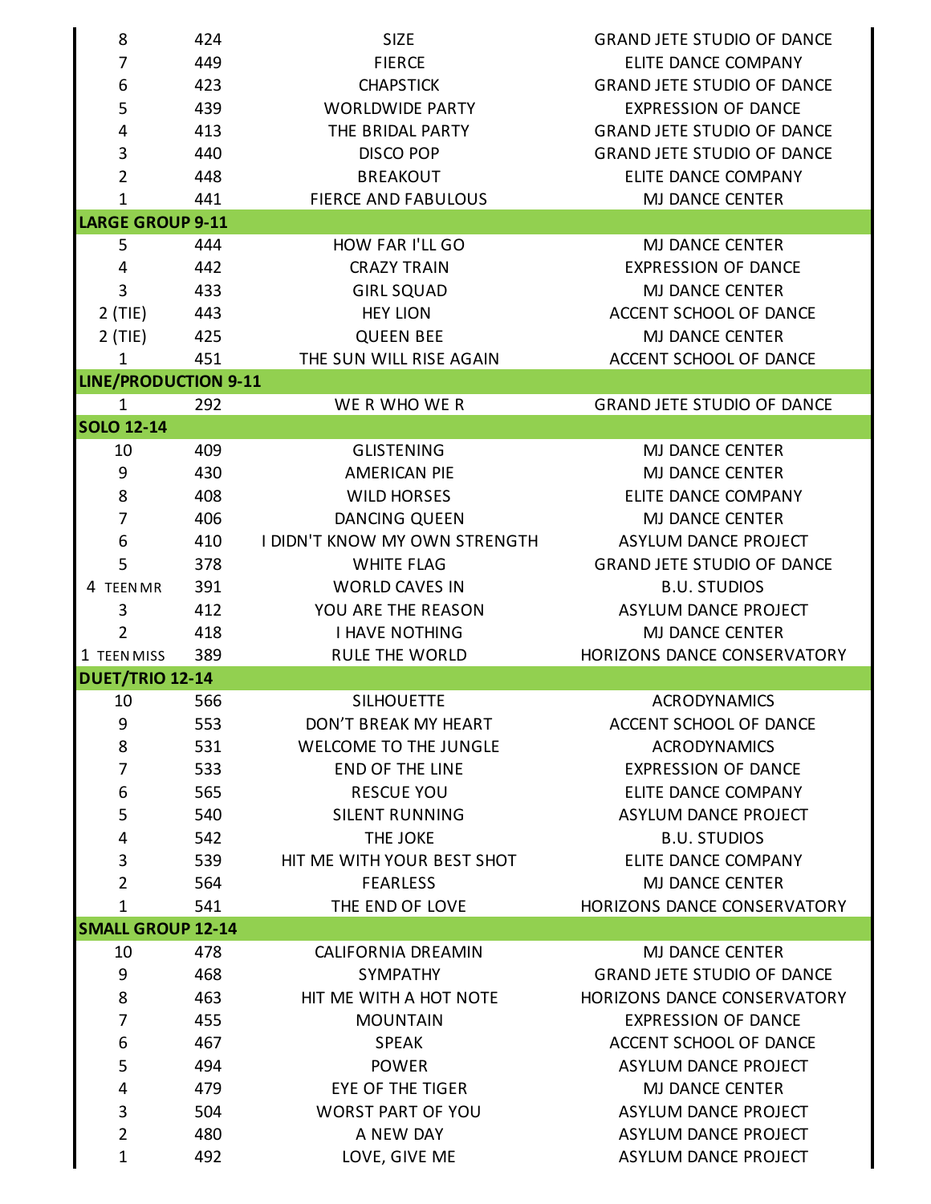| | | | |
|---|---|---|---|
| 8 | 424 | SIZE | GRAND JETE STUDIO OF DANCE |
| 7 | 449 | FIERCE | ELITE DANCE COMPANY |
| 6 | 423 | CHAPSTICK | GRAND JETE STUDIO OF DANCE |
| 5 | 439 | WORLDWIDE PARTY | EXPRESSION OF DANCE |
| 4 | 413 | THE BRIDAL PARTY | GRAND JETE STUDIO OF DANCE |
| 3 | 440 | DISCO POP | GRAND JETE STUDIO OF DANCE |
| 2 | 448 | BREAKOUT | ELITE DANCE COMPANY |
| 1 | 441 | FIERCE AND FABULOUS | MJ DANCE CENTER |
| **LARGE GROUP 9-11** | | | |
| 5 | 444 | HOW FAR I'LL GO | MJ DANCE CENTER |
| 4 | 442 | CRAZY TRAIN | EXPRESSION OF DANCE |
| 3 | 433 | GIRL SQUAD | MJ DANCE CENTER |
| 2 (TIE) | 443 | HEY LION | ACCENT SCHOOL OF DANCE |
| 2 (TIE) | 425 | QUEEN BEE | MJ DANCE CENTER |
| 1 | 451 | THE SUN WILL RISE AGAIN | ACCENT SCHOOL OF DANCE |
| **LINE/PRODUCTION 9-11** | | | |
| 1 | 292 | WE R WHO WE R | GRAND JETE STUDIO OF DANCE |
| **SOLO 12-14** | | | |
| 10 | 409 | GLISTENING | MJ DANCE CENTER |
| 9 | 430 | AMERICAN PIE | MJ DANCE CENTER |
| 8 | 408 | WILD HORSES | ELITE DANCE COMPANY |
| 7 | 406 | DANCING QUEEN | MJ DANCE CENTER |
| 6 | 410 | I DIDN'T KNOW MY OWN STRENGTH | ASYLUM DANCE PROJECT |
| 5 | 378 | WHITE FLAG | GRAND JETE STUDIO OF DANCE |
| 4 TEEN MR | 391 | WORLD CAVES IN | B.U. STUDIOS |
| 3 | 412 | YOU ARE THE REASON | ASYLUM DANCE PROJECT |
| 2 | 418 | I HAVE NOTHING | MJ DANCE CENTER |
| 1 TEEN MISS | 389 | RULE THE WORLD | HORIZONS DANCE CONSERVATORY |
| **DUET/TRIO 12-14** | | | |
| 10 | 566 | SILHOUETTE | ACRODYNAMICS |
| 9 | 553 | DON'T BREAK MY HEART | ACCENT SCHOOL OF DANCE |
| 8 | 531 | WELCOME TO THE JUNGLE | ACRODYNAMICS |
| 7 | 533 | END OF THE LINE | EXPRESSION OF DANCE |
| 6 | 565 | RESCUE YOU | ELITE DANCE COMPANY |
| 5 | 540 | SILENT RUNNING | ASYLUM DANCE PROJECT |
| 4 | 542 | THE JOKE | B.U. STUDIOS |
| 3 | 539 | HIT ME WITH YOUR BEST SHOT | ELITE DANCE COMPANY |
| 2 | 564 | FEARLESS | MJ DANCE CENTER |
| 1 | 541 | THE END OF LOVE | HORIZONS DANCE CONSERVATORY |
| **SMALL GROUP 12-14** | | | |
| 10 | 478 | CALIFORNIA DREAMIN | MJ DANCE CENTER |
| 9 | 468 | SYMPATHY | GRAND JETE STUDIO OF DANCE |
| 8 | 463 | HIT ME WITH A HOT NOTE | HORIZONS DANCE CONSERVATORY |
| 7 | 455 | MOUNTAIN | EXPRESSION OF DANCE |
| 6 | 467 | SPEAK | ACCENT SCHOOL OF DANCE |
| 5 | 494 | POWER | ASYLUM DANCE PROJECT |
| 4 | 479 | EYE OF THE TIGER | MJ DANCE CENTER |
| 3 | 504 | WORST PART OF YOU | ASYLUM DANCE PROJECT |
| 2 | 480 | A NEW DAY | ASYLUM DANCE PROJECT |
| 1 | 492 | LOVE, GIVE ME | ASYLUM DANCE PROJECT |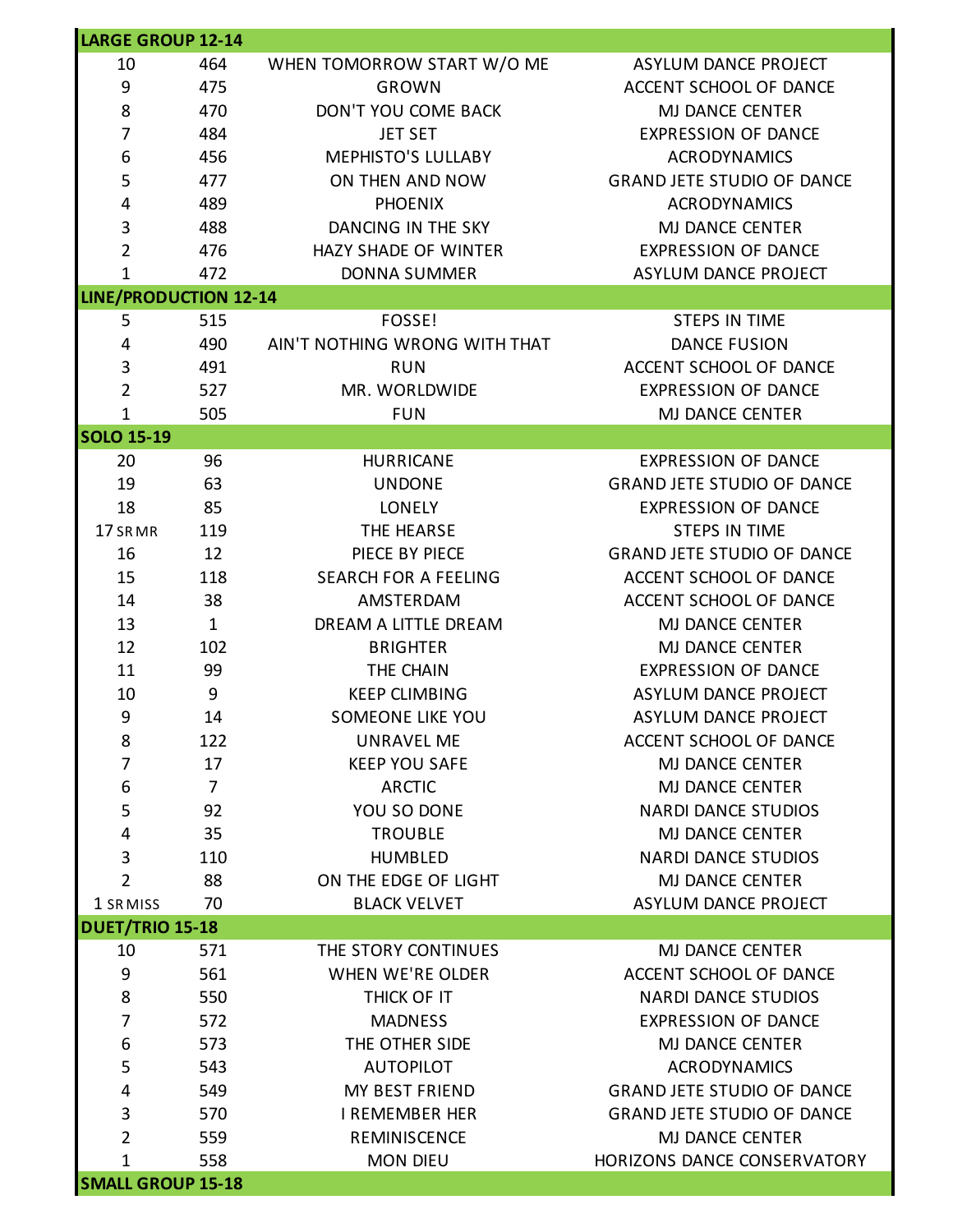## LARGE GROUP 12-14

| Place | # | Title | Studio |
|---|---|---|---|
| 10 | 464 | WHEN TOMORROW START W/O ME | ASYLUM DANCE PROJECT |
| 9 | 475 | GROWN | ACCENT SCHOOL OF DANCE |
| 8 | 470 | DON'T YOU COME BACK | MJ DANCE CENTER |
| 7 | 484 | JET SET | EXPRESSION OF DANCE |
| 6 | 456 | MEPHISTO'S LULLABY | ACRODYNAMICS |
| 5 | 477 | ON THEN AND NOW | GRAND JETE STUDIO OF DANCE |
| 4 | 489 | PHOENIX | ACRODYNAMICS |
| 3 | 488 | DANCING IN THE SKY | MJ DANCE CENTER |
| 2 | 476 | HAZY SHADE OF WINTER | EXPRESSION OF DANCE |
| 1 | 472 | DONNA SUMMER | ASYLUM DANCE PROJECT |

## LINE/PRODUCTION 12-14

| Place | # | Title | Studio |
|---|---|---|---|
| 5 | 515 | FOSSE! | STEPS IN TIME |
| 4 | 490 | AIN'T NOTHING WRONG WITH THAT | DANCE FUSION |
| 3 | 491 | RUN | ACCENT SCHOOL OF DANCE |
| 2 | 527 | MR. WORLDWIDE | EXPRESSION OF DANCE |
| 1 | 505 | FUN | MJ DANCE CENTER |

## SOLO 15-19

| Place | # | Title | Studio |
|---|---|---|---|
| 20 | 96 | HURRICANE | EXPRESSION OF DANCE |
| 19 | 63 | UNDONE | GRAND JETE STUDIO OF DANCE |
| 18 | 85 | LONELY | EXPRESSION OF DANCE |
| 17 SR MR | 119 | THE HEARSE | STEPS IN TIME |
| 16 | 12 | PIECE BY PIECE | GRAND JETE STUDIO OF DANCE |
| 15 | 118 | SEARCH FOR A FEELING | ACCENT SCHOOL OF DANCE |
| 14 | 38 | AMSTERDAM | ACCENT SCHOOL OF DANCE |
| 13 | 1 | DREAM A LITTLE DREAM | MJ DANCE CENTER |
| 12 | 102 | BRIGHTER | MJ DANCE CENTER |
| 11 | 99 | THE CHAIN | EXPRESSION OF DANCE |
| 10 | 9 | KEEP CLIMBING | ASYLUM DANCE PROJECT |
| 9 | 14 | SOMEONE LIKE YOU | ASYLUM DANCE PROJECT |
| 8 | 122 | UNRAVEL ME | ACCENT SCHOOL OF DANCE |
| 7 | 17 | KEEP YOU SAFE | MJ DANCE CENTER |
| 6 | 7 | ARCTIC | MJ DANCE CENTER |
| 5 | 92 | YOU SO DONE | NARDI DANCE STUDIOS |
| 4 | 35 | TROUBLE | MJ DANCE CENTER |
| 3 | 110 | HUMBLED | NARDI DANCE STUDIOS |
| 2 | 88 | ON THE EDGE OF LIGHT | MJ DANCE CENTER |
| 1 SR MISS | 70 | BLACK VELVET | ASYLUM DANCE PROJECT |

## DUET/TRIO 15-18

| Place | # | Title | Studio |
|---|---|---|---|
| 10 | 571 | THE STORY CONTINUES | MJ DANCE CENTER |
| 9 | 561 | WHEN WE'RE OLDER | ACCENT SCHOOL OF DANCE |
| 8 | 550 | THICK OF IT | NARDI DANCE STUDIOS |
| 7 | 572 | MADNESS | EXPRESSION OF DANCE |
| 6 | 573 | THE OTHER SIDE | MJ DANCE CENTER |
| 5 | 543 | AUTOPILOT | ACRODYNAMICS |
| 4 | 549 | MY BEST FRIEND | GRAND JETE STUDIO OF DANCE |
| 3 | 570 | I REMEMBER HER | GRAND JETE STUDIO OF DANCE |
| 2 | 559 | REMINISCENCE | MJ DANCE CENTER |
| 1 | 558 | MON DIEU | HORIZONS DANCE CONSERVATORY |

## SMALL GROUP 15-18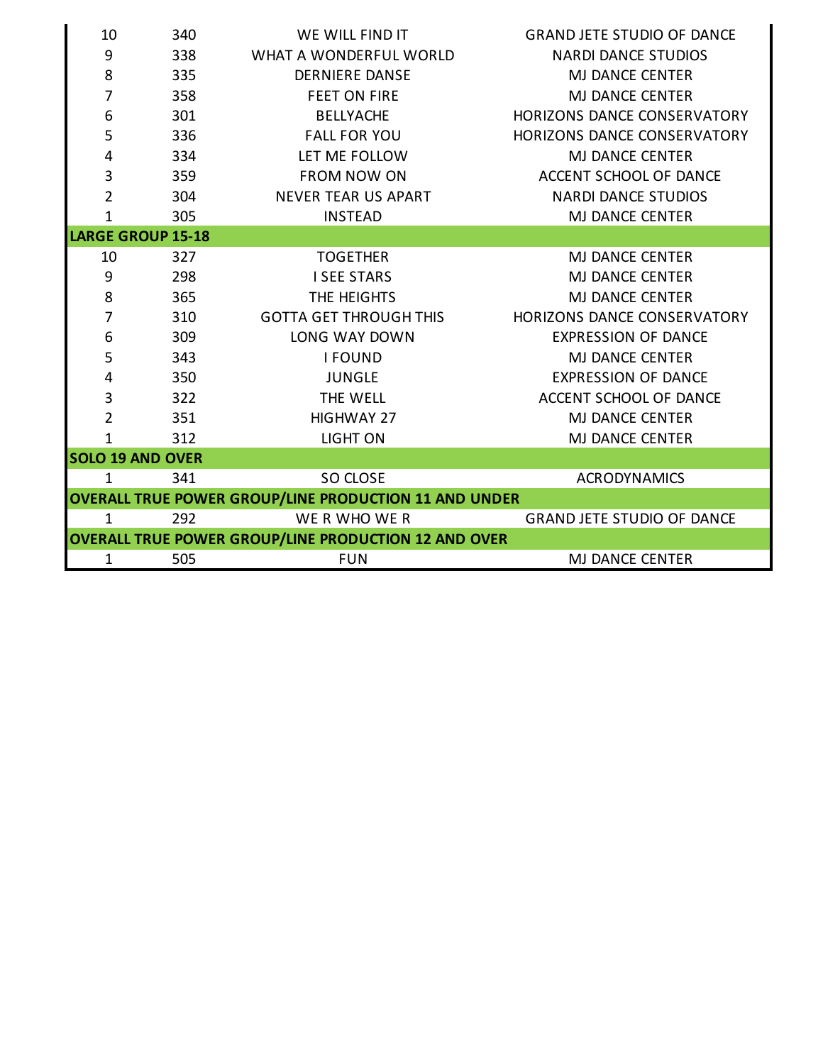| | | | |
|---|---|---|---|
| 10 | 340 | WE WILL FIND IT | GRAND JETE STUDIO OF DANCE |
| 9 | 338 | WHAT A WONDERFUL WORLD | NARDI DANCE STUDIOS |
| 8 | 335 | DERNIERE DANSE | MJ DANCE CENTER |
| 7 | 358 | FEET ON FIRE | MJ DANCE CENTER |
| 6 | 301 | BELLYACHE | HORIZONS DANCE CONSERVATORY |
| 5 | 336 | FALL FOR YOU | HORIZONS DANCE CONSERVATORY |
| 4 | 334 | LET ME FOLLOW | MJ DANCE CENTER |
| 3 | 359 | FROM NOW ON | ACCENT SCHOOL OF DANCE |
| 2 | 304 | NEVER TEAR US APART | NARDI DANCE STUDIOS |
| 1 | 305 | INSTEAD | MJ DANCE CENTER |
| **LARGE GROUP 15-18** | | | |
| 10 | 327 | TOGETHER | MJ DANCE CENTER |
| 9 | 298 | I SEE STARS | MJ DANCE CENTER |
| 8 | 365 | THE HEIGHTS | MJ DANCE CENTER |
| 7 | 310 | GOTTA GET THROUGH THIS | HORIZONS DANCE CONSERVATORY |
| 6 | 309 | LONG WAY DOWN | EXPRESSION OF DANCE |
| 5 | 343 | I FOUND | MJ DANCE CENTER |
| 4 | 350 | JUNGLE | EXPRESSION OF DANCE |
| 3 | 322 | THE WELL | ACCENT SCHOOL OF DANCE |
| 2 | 351 | HIGHWAY 27 | MJ DANCE CENTER |
| 1 | 312 | LIGHT ON | MJ DANCE CENTER |
| **SOLO 19 AND OVER** | | | |
| 1 | 341 | SO CLOSE | ACRODYNAMICS |
| **OVERALL TRUE POWER GROUP/LINE PRODUCTION 11 AND UNDER** | | | |
| 1 | 292 | WE R WHO WE R | GRAND JETE STUDIO OF DANCE |
| **OVERALL TRUE POWER GROUP/LINE PRODUCTION 12 AND OVER** | | | |
| 1 | 505 | FUN | MJ DANCE CENTER |